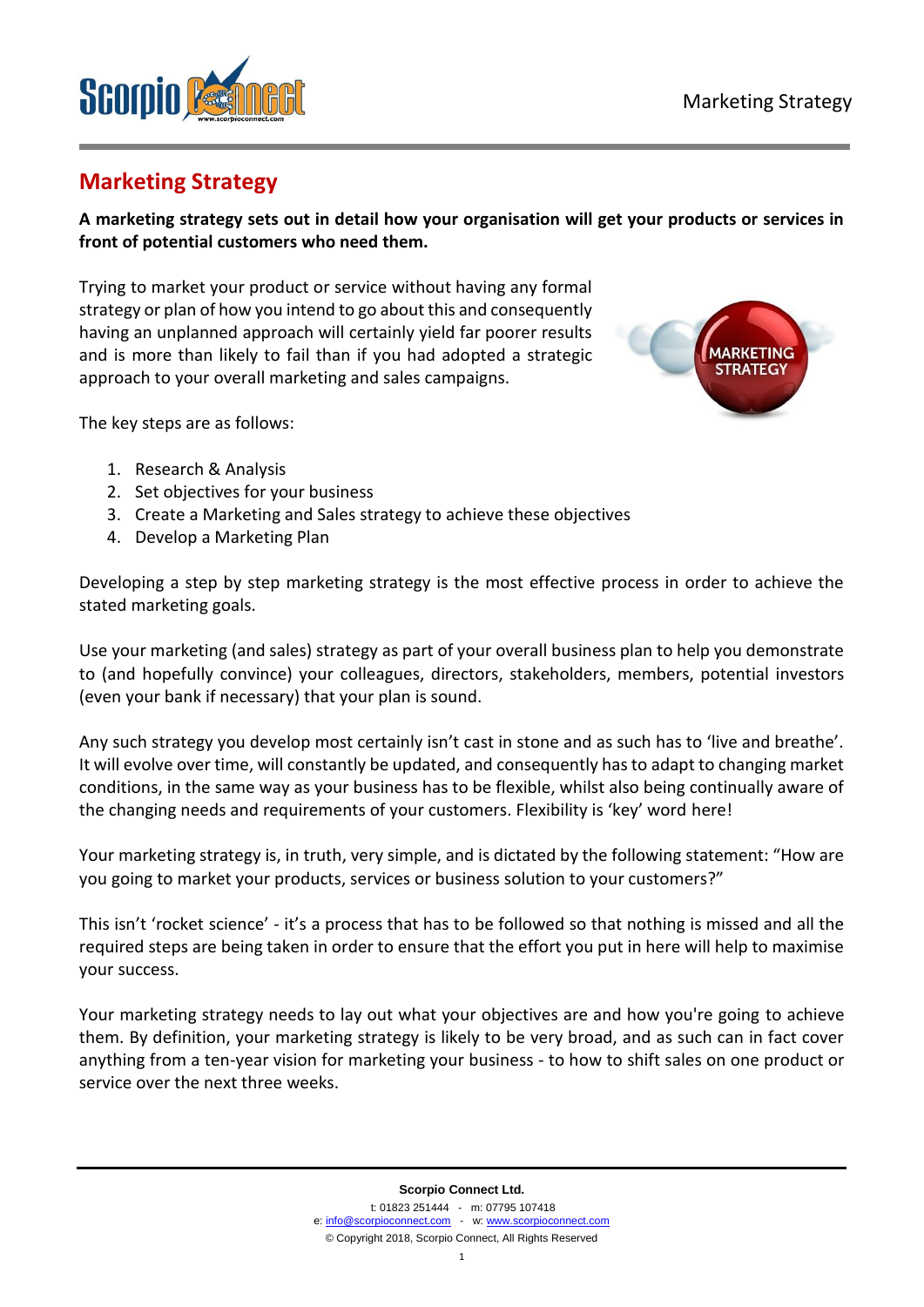# Marketing Strategy

**A marketing strategy sets out in detail how your organisation will get your products or services in front of potential customers who need them.**

Trying to market your product or service without having any formal strategy or plan of how you intend to go about this and consequently having an unplanned approach will certainly yield far poorer results and is more than likely to fail than if you had adopted a strategic approach to your overall marketing and sales campaigns.

The key steps are as follows:

1. Research & Analysis
2. Set objectives for your business
3. Create a Marketing and Sales strategy to achieve these objectives
4. Develop a Marketing Plan

Developing a step by step marketing strategy is the most effective process in order to achieve the stated marketing goals.

Use your marketing (and sales) strategy as part of your overall business plan to help you demonstrate to (and hopefully convince) your colleagues, directors, stakeholders, members, potential investors (even your bank if necessary) that your plan is sound.

Any such strategy you develop most certainly isn't cast in stone and as such has to 'live and breathe'. It will evolve over time, will constantly be updated, and consequently has to adapt to changing market conditions, in the same way as your business has to be flexible, whilst also being continually aware of the changing needs and requirements of your customers. Flexibility is 'key' word here!

Your marketing strategy is, in truth, very simple, and is dictated by the following statement: "How are you going to market your products, services or business solution to your customers?"

This isn't 'rocket science' - it's a process that has to be followed so that nothing is missed and all the required steps are being taken in order to ensure that the effort you put in here will help to maximise your success.

Your marketing strategy needs to lay out what your objectives are and how you're going to achieve them. By definition, your marketing strategy is likely to be very broad, and as such can in fact cover anything from a ten-year vision for marketing your business - to how to shift sales on one product or service over the next three weeks.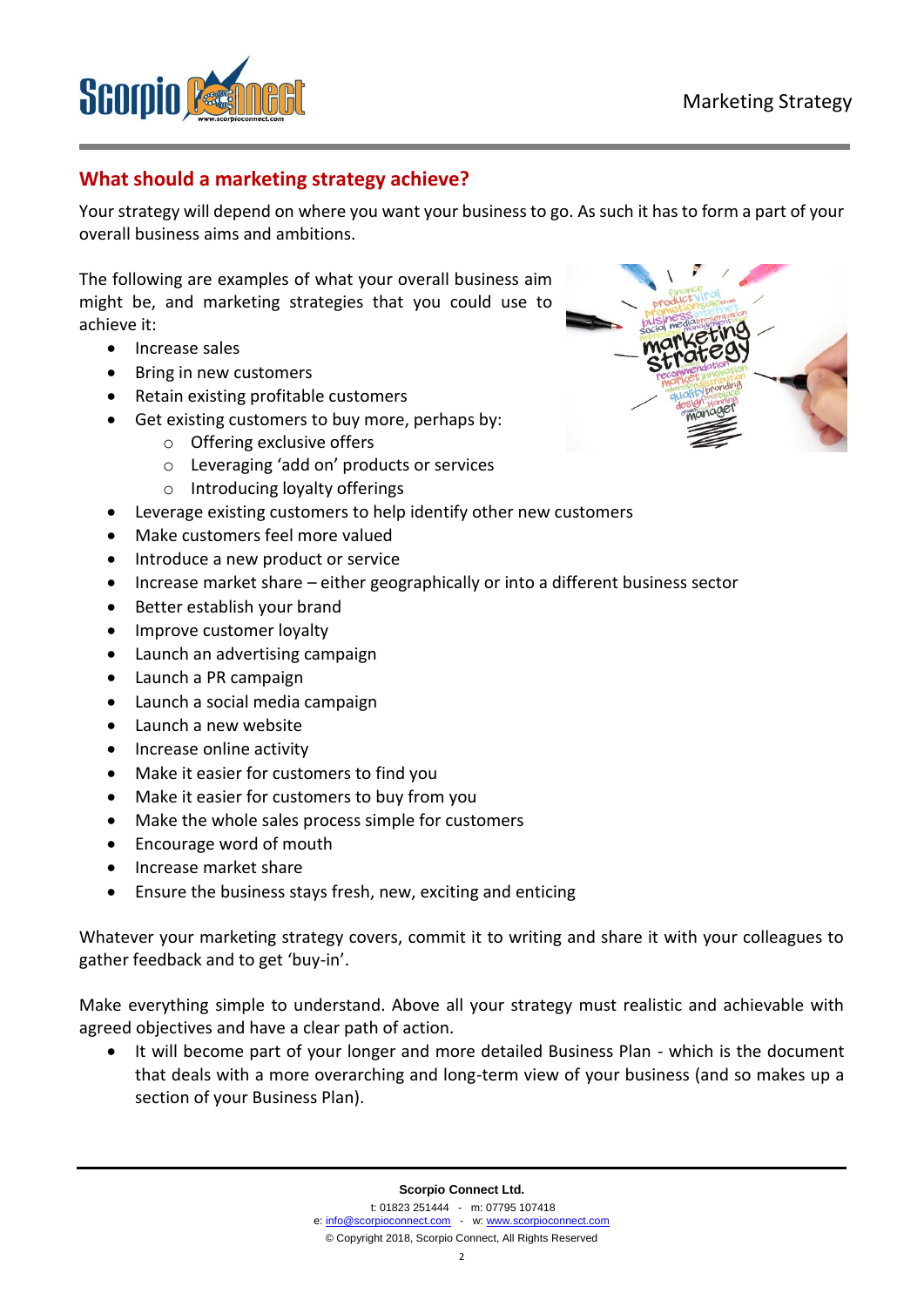## What should a marketing strategy achieve?

Your strategy will depend on where you want your business to go. As such it has to form a part of your overall business aims and ambitions.

The following are examples of what your overall business aim might be, and marketing strategies that you could use to achieve it:

- Increase sales
- Bring in new customers
- Retain existing profitable customers
- Get existing customers to buy more, perhaps by:
    - Offering exclusive offers
    - Leveraging 'add on' products or services
    - Introducing loyalty offerings
- Leverage existing customers to help identify other new customers
- Make customers feel more valued
- Introduce a new product or service
- Increase market share – either geographically or into a different business sector
- Better establish your brand
- Improve customer loyalty
- Launch an advertising campaign
- Launch a PR campaign
- Launch a social media campaign
- Launch a new website
- Increase online activity
- Make it easier for customers to find you
- Make it easier for customers to buy from you
- Make the whole sales process simple for customers
- Encourage word of mouth
- Increase market share
- Ensure the business stays fresh, new, exciting and enticing

Whatever your marketing strategy covers, commit it to writing and share it with your colleagues to gather feedback and to get 'buy-in'.

Make everything simple to understand. Above all your strategy must realistic and achievable with agreed objectives and have a clear path of action.

- It will become part of your longer and more detailed Business Plan - which is the document that deals with a more overarching and long-term view of your business (and so makes up a section of your Business Plan).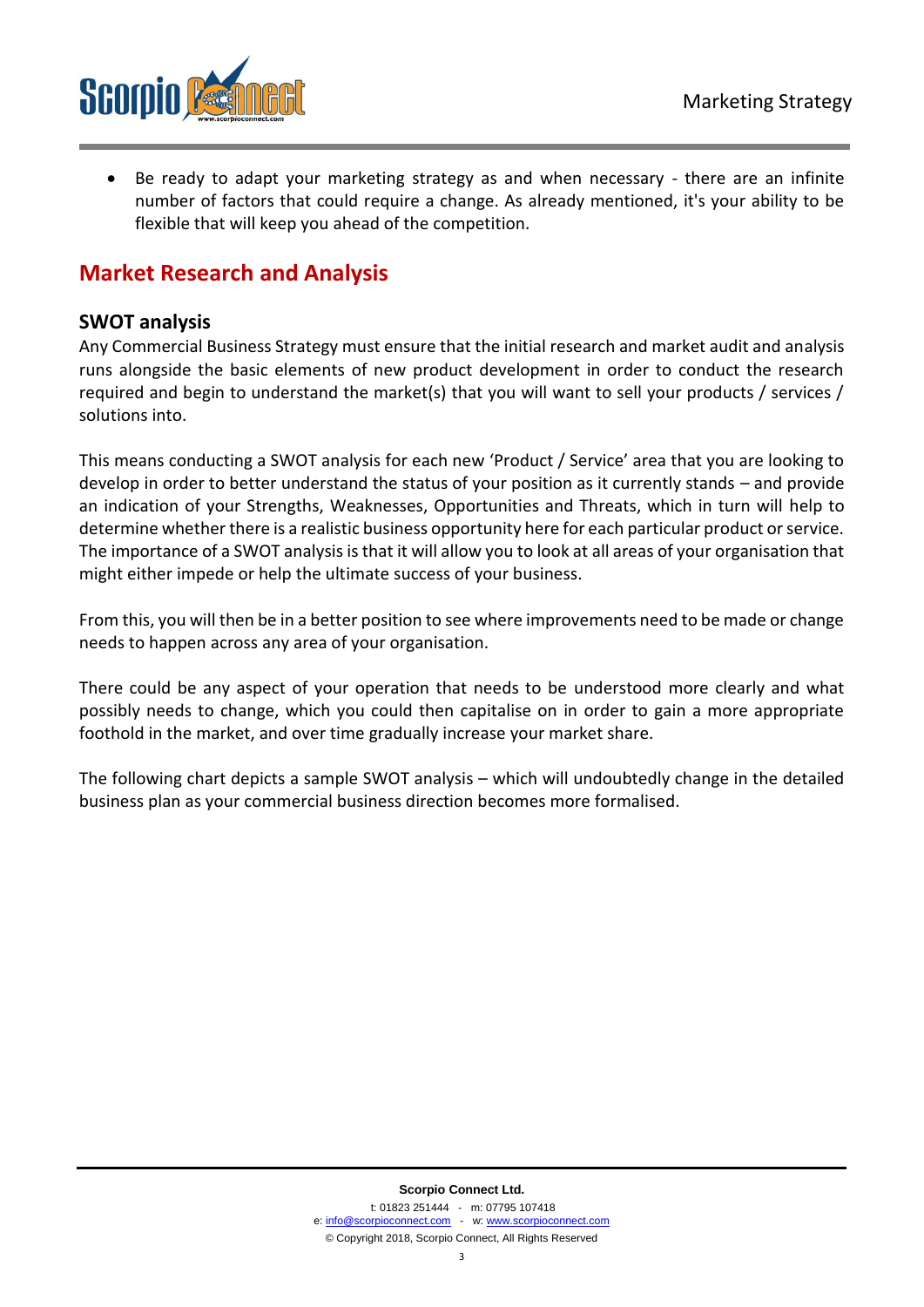- Be ready to adapt your marketing strategy as and when necessary - there are an infinite number of factors that could require a change. As already mentioned, it's your ability to be flexible that will keep you ahead of the competition.

## Market Research and Analysis

### SWOT analysis

Any Commercial Business Strategy must ensure that the initial research and market audit and analysis runs alongside the basic elements of new product development in order to conduct the research required and begin to understand the market(s) that you will want to sell your products / services / solutions into.

This means conducting a SWOT analysis for each new 'Product / Service' area that you are looking to develop in order to better understand the status of your position as it currently stands – and provide an indication of your Strengths, Weaknesses, Opportunities and Threats, which in turn will help to determine whether there is a realistic business opportunity here for each particular product or service. The importance of a SWOT analysis is that it will allow you to look at all areas of your organisation that might either impede or help the ultimate success of your business.

From this, you will then be in a better position to see where improvements need to be made or change needs to happen across any area of your organisation.

There could be any aspect of your operation that needs to be understood more clearly and what possibly needs to change, which you could then capitalise on in order to gain a more appropriate foothold in the market, and over time gradually increase your market share.

The following chart depicts a sample SWOT analysis – which will undoubtedly change in the detailed business plan as your commercial business direction becomes more formalised.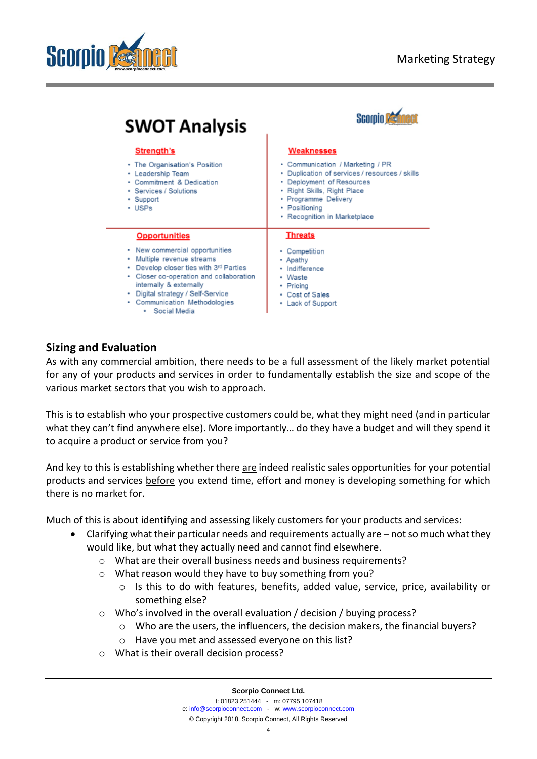## SWOT Analysis

| **Strength's** | **Weaknesses** |
| --- | --- |
| • The Organisation's Position<br>• Leadership Team<br>• Commitment & Dedication<br>• Services / Solutions<br>• Support<br>• USPs | • Communication / Marketing / PR<br>• Duplication of services / resources / skills<br>• Deployment of Resources<br>• Right Skills, Right Place<br>• Programme Delivery<br>• Positioning<br>• Recognition in Marketplace |
| **Opportunities** | **Threats** |
| • New commercial opportunities<br>• Multiple revenue streams<br>• Develop closer ties with 3rd Parties<br>• Closer co-operation and collaboration internally & externally<br>• Digital strategy / Self-Service<br>• Communication Methodologies<br>&nbsp;&nbsp;&nbsp;&nbsp;• Social Media | • Competition<br>• Apathy<br>• Indifference<br>• Waste<br>• Pricing<br>• Cost of Sales<br>• Lack of Support |

## Sizing and Evaluation

As with any commercial ambition, there needs to be a full assessment of the likely market potential for any of your products and services in order to fundamentally establish the size and scope of the various market sectors that you wish to approach.

This is to establish who your prospective customers could be, what they might need (and in particular what they can't find anywhere else). More importantly… do they have a budget and will they spend it to acquire a product or service from you?

And key to this is establishing whether there <u>are</u> indeed realistic sales opportunities for your potential products and services <u>before</u> you extend time, effort and money is developing something for which there is no market for.

Much of this is about identifying and assessing likely customers for your products and services:

- Clarifying what their particular needs and requirements actually are – not so much what they would like, but what they actually need and cannot find elsewhere.
    - What are their overall business needs and business requirements?
    - What reason would they have to buy something from you?
        - Is this to do with features, benefits, added value, service, price, availability or something else?
    - Who's involved in the overall evaluation / decision / buying process?
        - Who are the users, the influencers, the decision makers, the financial buyers?
        - Have you met and assessed everyone on this list?
    - What is their overall decision process?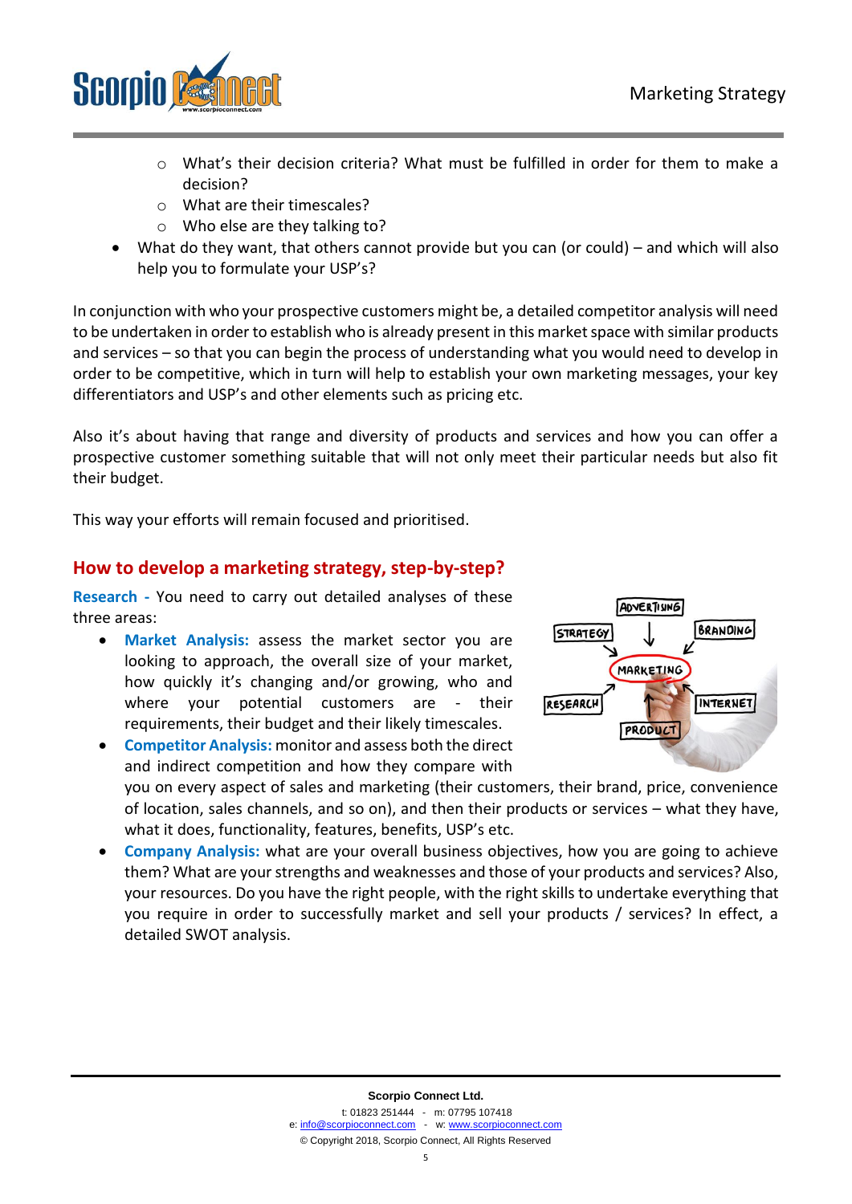- What's their decision criteria? What must be fulfilled in order for them to make a decision?
  - What are their timescales?
  - Who else are they talking to?
- What do they want, that others cannot provide but you can (or could) – and which will also help you to formulate your USP's?

In conjunction with who your prospective customers might be, a detailed competitor analysis will need to be undertaken in order to establish who is already present in this market space with similar products and services – so that you can begin the process of understanding what you would need to develop in order to be competitive, which in turn will help to establish your own marketing messages, your key differentiators and USP's and other elements such as pricing etc.

Also it's about having that range and diversity of products and services and how you can offer a prospective customer something suitable that will not only meet their particular needs but also fit their budget.

This way your efforts will remain focused and prioritised.

## How to develop a marketing strategy, step-by-step?

**Research -** You need to carry out detailed analyses of these three areas:

- **Market Analysis:** assess the market sector you are looking to approach, the overall size of your market, how quickly it's changing and/or growing, who and where your potential customers are - their requirements, their budget and their likely timescales.
- **Competitor Analysis:** monitor and assess both the direct and indirect competition and how they compare with you on every aspect of sales and marketing (their customers, their brand, price, convenience of location, sales channels, and so on), and then their products or services – what they have, what it does, functionality, features, benefits, USP's etc.
- **Company Analysis:** what are your overall business objectives, how you are going to achieve them? What are your strengths and weaknesses and those of your products and services? Also, your resources. Do you have the right people, with the right skills to undertake everything that you require in order to successfully market and sell your products / services? In effect, a detailed SWOT analysis.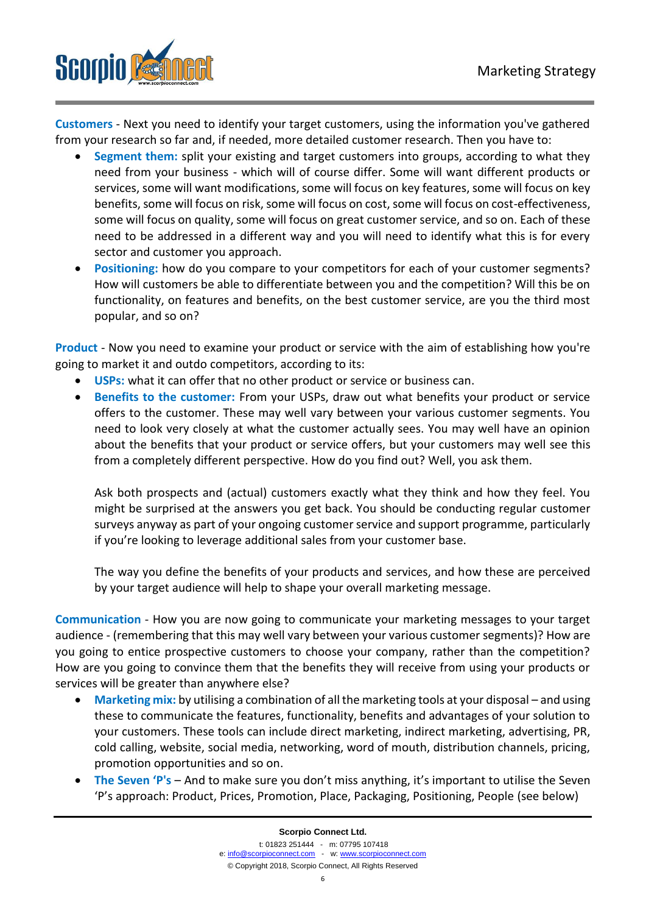**Customers** - Next you need to identify your target customers, using the information you've gathered from your research so far and, if needed, more detailed customer research. Then you have to:

- **Segment them:** split your existing and target customers into groups, according to what they need from your business - which will of course differ. Some will want different products or services, some will want modifications, some will focus on key features, some will focus on key benefits, some will focus on risk, some will focus on cost, some will focus on cost-effectiveness, some will focus on quality, some will focus on great customer service, and so on. Each of these need to be addressed in a different way and you will need to identify what this is for every sector and customer you approach.
- **Positioning:** how do you compare to your competitors for each of your customer segments? How will customers be able to differentiate between you and the competition? Will this be on functionality, on features and benefits, on the best customer service, are you the third most popular, and so on?

**Product** - Now you need to examine your product or service with the aim of establishing how you're going to market it and outdo competitors, according to its:

- **USPs:** what it can offer that no other product or service or business can.
- **Benefits to the customer:** From your USPs, draw out what benefits your product or service offers to the customer. These may well vary between your various customer segments. You need to look very closely at what the customer actually sees. You may well have an opinion about the benefits that your product or service offers, but your customers may well see this from a completely different perspective. How do you find out? Well, you ask them.

  Ask both prospects and (actual) customers exactly what they think and how they feel. You might be surprised at the answers you get back. You should be conducting regular customer surveys anyway as part of your ongoing customer service and support programme, particularly if you're looking to leverage additional sales from your customer base.

  The way you define the benefits of your products and services, and how these are perceived by your target audience will help to shape your overall marketing message.

**Communication** - How you are now going to communicate your marketing messages to your target audience - (remembering that this may well vary between your various customer segments)? How are you going to entice prospective customers to choose your company, rather than the competition? How are you going to convince them that the benefits they will receive from using your products or services will be greater than anywhere else?

- **Marketing mix:** by utilising a combination of all the marketing tools at your disposal – and using these to communicate the features, functionality, benefits and advantages of your solution to your customers. These tools can include direct marketing, indirect marketing, advertising, PR, cold calling, website, social media, networking, word of mouth, distribution channels, pricing, promotion opportunities and so on.
- **The Seven 'P's** – And to make sure you don't miss anything, it's important to utilise the Seven 'P's approach: Product, Prices, Promotion, Place, Packaging, Positioning, People (see below)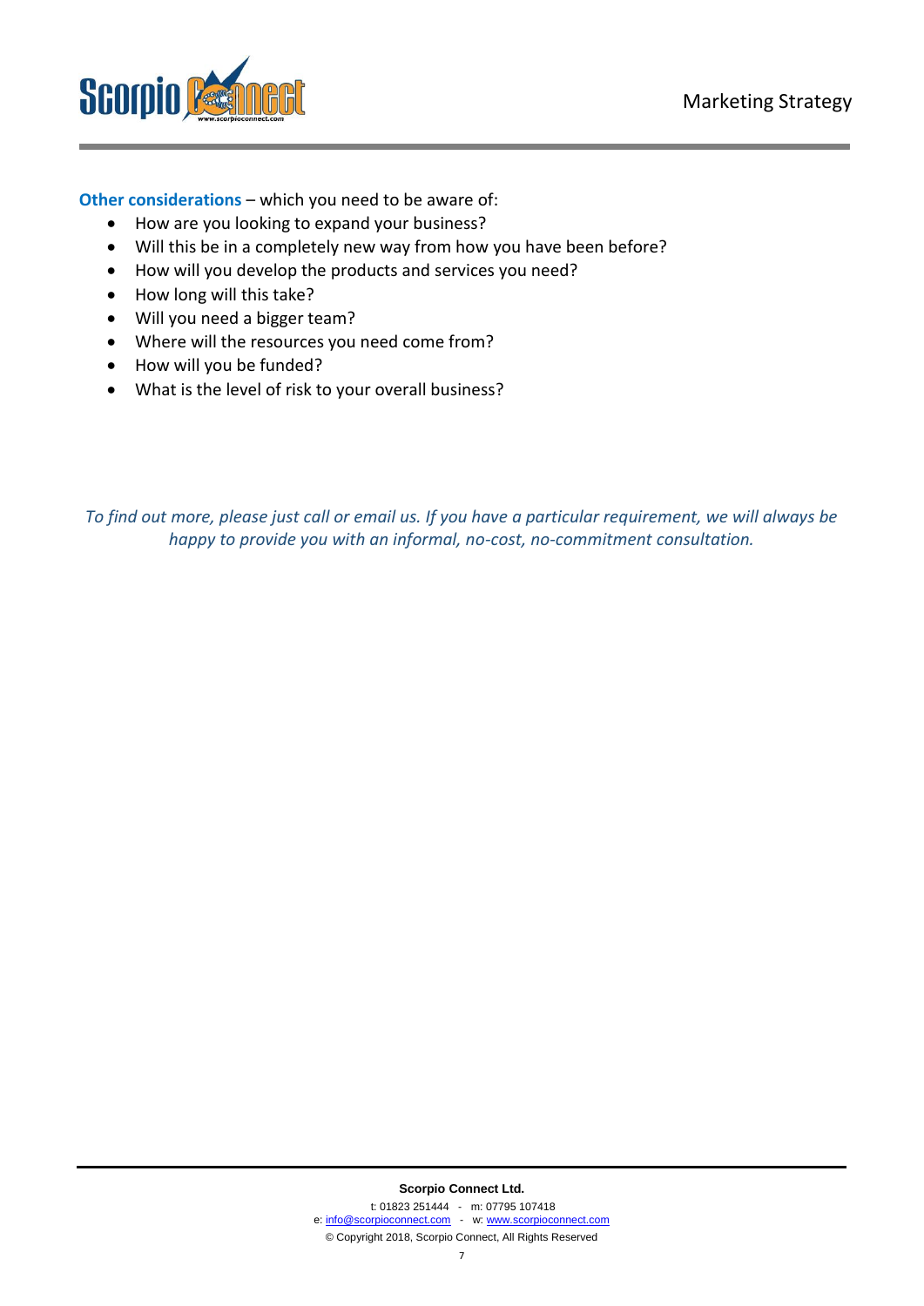**Other considerations** – which you need to be aware of:

- How are you looking to expand your business?
- Will this be in a completely new way from how you have been before?
- How will you develop the products and services you need?
- How long will this take?
- Will you need a bigger team?
- Where will the resources you need come from?
- How will you be funded?
- What is the level of risk to your overall business?

*To find out more, please just call or email us. If you have a particular requirement, we will always be happy to provide you with an informal, no-cost, no-commitment consultation.*